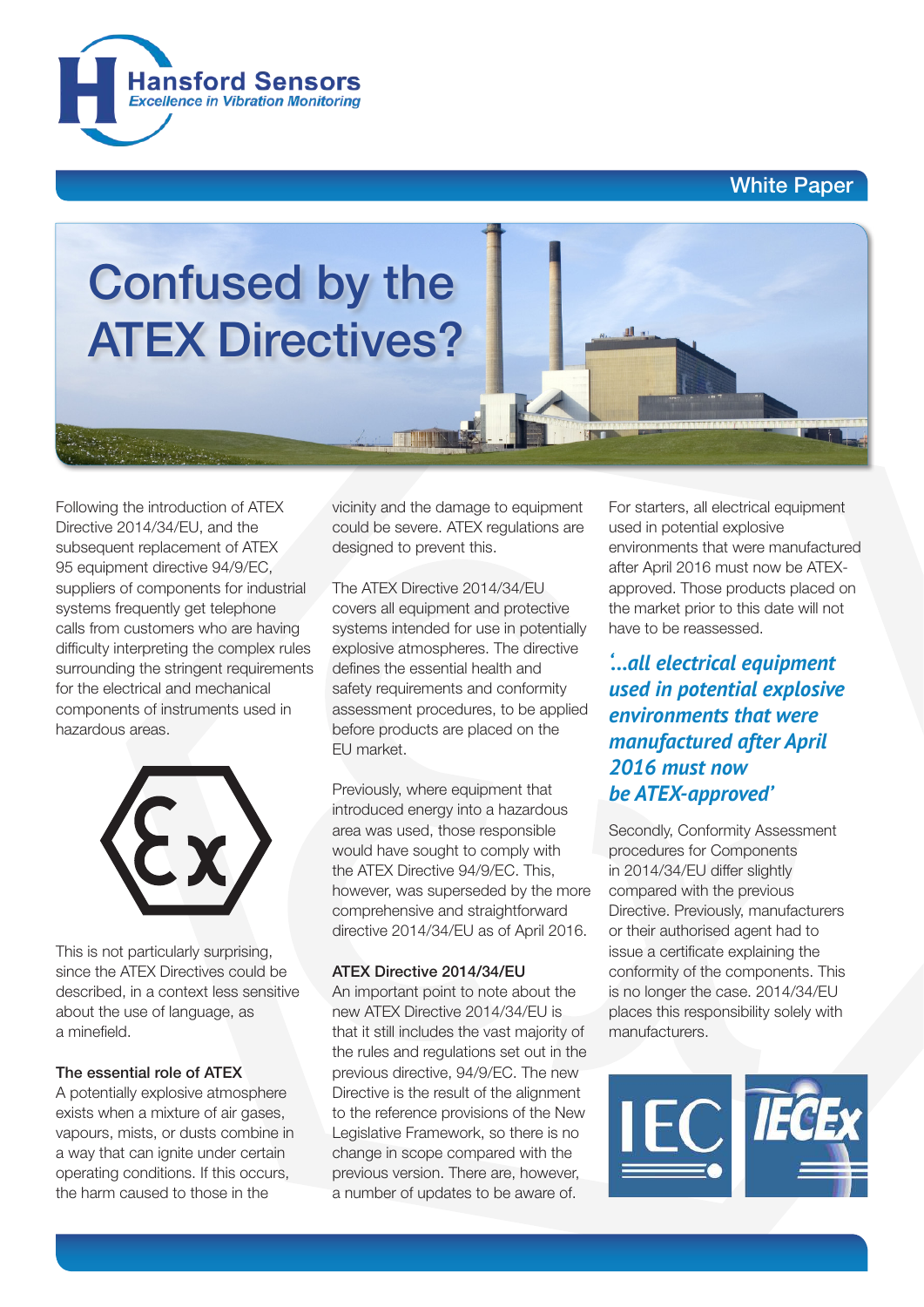Hansford Sensors
Excellence in Vibration Monitoring

White Paper

# Confused by the ATEX Directives?

Following the introduction of ATEX Directive 2014/34/EU, and the subsequent replacement of ATEX 95 equipment directive 94/9/EC, suppliers of components for industrial systems frequently get telephone calls from customers who are having difficulty interpreting the complex rules surrounding the stringent requirements for the electrical and mechanical components of instruments used in hazardous areas.

This is not particularly surprising, since the ATEX Directives could be described, in a context less sensitive about the use of language, as a minefield.

### The essential role of ATEX

A potentially explosive atmosphere exists when a mixture of air gases, vapours, mists, or dusts combine in a way that can ignite under certain operating conditions. If this occurs, the harm caused to those in the vicinity and the damage to equipment could be severe. ATEX regulations are designed to prevent this.

The ATEX Directive 2014/34/EU covers all equipment and protective systems intended for use in potentially explosive atmospheres. The directive defines the essential health and safety requirements and conformity assessment procedures, to be applied before products are placed on the EU market.

Previously, where equipment that introduced energy into a hazardous area was used, those responsible would have sought to comply with the ATEX Directive 94/9/EC. This, however, was superseded by the more comprehensive and straightforward directive 2014/34/EU as of April 2016.

### ATEX Directive 2014/34/EU

An important point to note about the new ATEX Directive 2014/34/EU is that it still includes the vast majority of the rules and regulations set out in the previous directive, 94/9/EC. The new Directive is the result of the alignment to the reference provisions of the New Legislative Framework, so there is no change in scope compared with the previous version. There are, however, a number of updates to be aware of.

For starters, all electrical equipment used in potential explosive environments that were manufactured after April 2016 must now be ATEX-approved. Those products placed on the market prior to this date will not have to be reassessed.

> *'...all electrical equipment used in potential explosive environments that were manufactured after April 2016 must now be ATEX-approved'*

Secondly, Conformity Assessment procedures for Components in 2014/34/EU differ slightly compared with the previous Directive. Previously, manufacturers or their authorised agent had to issue a certificate explaining the conformity of the components. This is no longer the case. 2014/34/EU places this responsibility solely with manufacturers.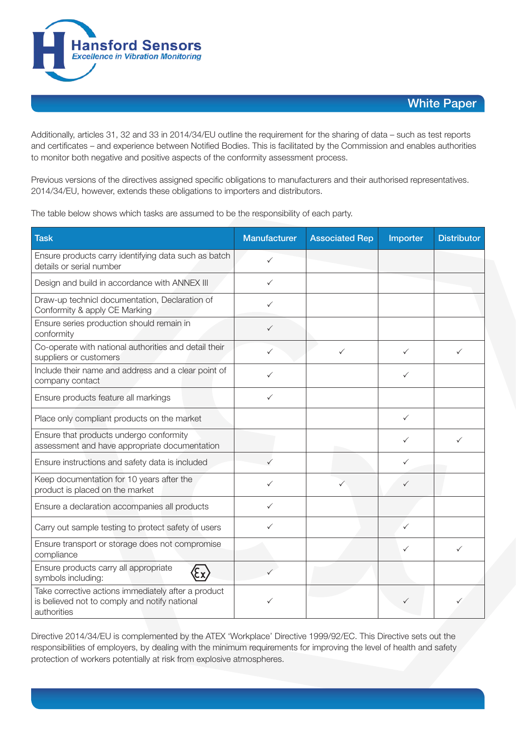Additionally, articles 31, 32 and 33 in 2014/34/EU outline the requirement for the sharing of data – such as test reports and certificates – and experience between Notified Bodies. This is facilitated by the Commission and enables authorities to monitor both negative and positive aspects of the conformity assessment process.

Previous versions of the directives assigned specific obligations to manufacturers and their authorised representatives. 2014/34/EU, however, extends these obligations to importers and distributors.

The table below shows which tasks are assumed to be the responsibility of each party.

| Task | Manufacturer | Associated Rep | Importer | Distributor |
|---|---|---|---|---|
| Ensure products carry identifying data such as batch details or serial number | ✓ | | | |
| Design and build in accordance with ANNEX III | ✓ | | | |
| Draw-up technicl documentation, Declaration of Conformity & apply CE Marking | ✓ | | | |
| Ensure series production should remain in conformity | ✓ | | | |
| Co-operate with national authorities and detail their suppliers or customers | ✓ | ✓ | ✓ | ✓ |
| Include their name and address and a clear point of company contact | ✓ | | ✓ | |
| Ensure products feature all markings | ✓ | | | |
| Place only compliant products on the market | | | ✓ | |
| Ensure that products undergo conformity assessment and have appropriate documentation | | | ✓ | ✓ |
| Ensure instructions and safety data is included | ✓ | | ✓ | |
| Keep documentation for 10 years after the product is placed on the market | ✓ | ✓ | ✓ | |
| Ensure a declaration accompanies all products | ✓ | | | |
| Carry out sample testing to protect safety of users | ✓ | | ✓ | |
| Ensure transport or storage does not compromise compliance | | | ✓ | ✓ |
| Ensure products carry all appropriate symbols including: Ex | ✓ | | | |
| Take corrective actions immediately after a product is believed not to comply and notify national authorities | ✓ | | ✓ | ✓ |

Directive 2014/34/EU is complemented by the ATEX 'Workplace' Directive 1999/92/EC. This Directive sets out the responsibilities of employers, by dealing with the minimum requirements for improving the level of health and safety protection of workers potentially at risk from explosive atmospheres.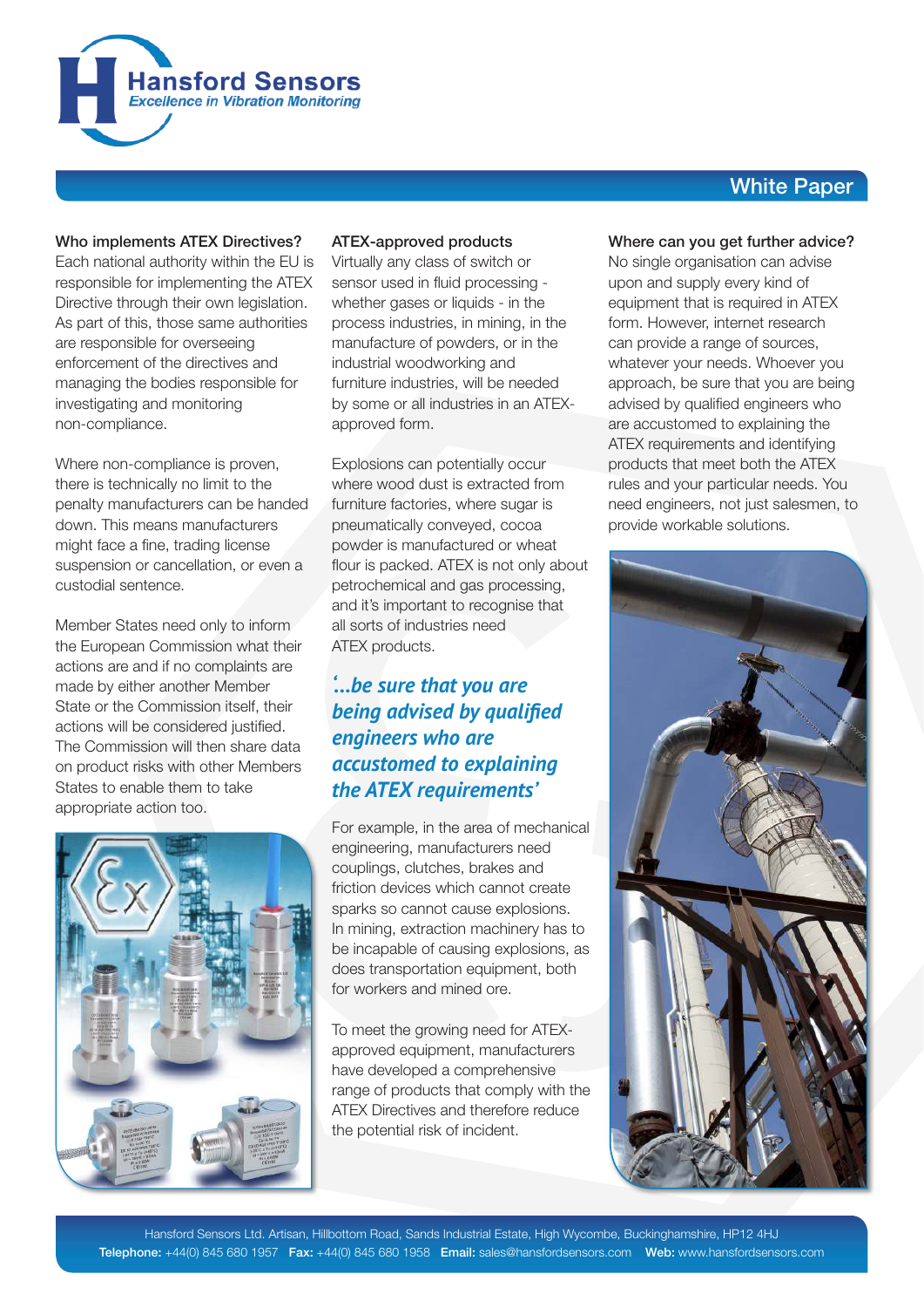**Hansford Sensors**
*Excellence in Vibration Monitoring*

White Paper

## Who implements ATEX Directives?

Each national authority within the EU is responsible for implementing the ATEX Directive through their own legislation. As part of this, those same authorities are responsible for overseeing enforcement of the directives and managing the bodies responsible for investigating and monitoring non-compliance.

Where non-compliance is proven, there is technically no limit to the penalty manufacturers can be handed down. This means manufacturers might face a fine, trading license suspension or cancellation, or even a custodial sentence.

Member States need only to inform the European Commission what their actions are and if no complaints are made by either another Member State or the Commission itself, their actions will be considered justified. The Commission will then share data on product risks with other Members States to enable them to take appropriate action too.

## ATEX-approved products

Virtually any class of switch or sensor used in fluid processing - whether gases or liquids - in the process industries, in mining, in the manufacture of powders, or in the industrial woodworking and furniture industries, will be needed by some or all industries in an ATEX-approved form.

Explosions can potentially occur where wood dust is extracted from furniture factories, where sugar is pneumatically conveyed, cocoa powder is manufactured or wheat flour is packed. ATEX is not only about petrochemical and gas processing, and it's important to recognise that all sorts of industries need ATEX products.

*'...be sure that you are being advised by qualified engineers who are accustomed to explaining the ATEX requirements'*

For example, in the area of mechanical engineering, manufacturers need couplings, clutches, brakes and friction devices which cannot create sparks so cannot cause explosions. In mining, extraction machinery has to be incapable of causing explosions, as does transportation equipment, both for workers and mined ore.

To meet the growing need for ATEX-approved equipment, manufacturers have developed a comprehensive range of products that comply with the ATEX Directives and therefore reduce the potential risk of incident.

## Where can you get further advice?

No single organisation can advise upon and supply every kind of equipment that is required in ATEX form. However, internet research can provide a range of sources, whatever your needs. Whoever you approach, be sure that you are being advised by qualified engineers who are accustomed to explaining the ATEX requirements and identifying products that meet both the ATEX rules and your particular needs. You need engineers, not just salesmen, to provide workable solutions.

Hansford Sensors Ltd. Artisan, Hillbottom Road, Sands Industrial Estate, High Wycombe, Buckinghamshire, HP12 4HJ
**Telephone:** +44(0) 845 680 1957 **Fax:** +44(0) 845 680 1958 **Email:** sales@hansfordsensors.com **Web:** www.hansfordsensors.com